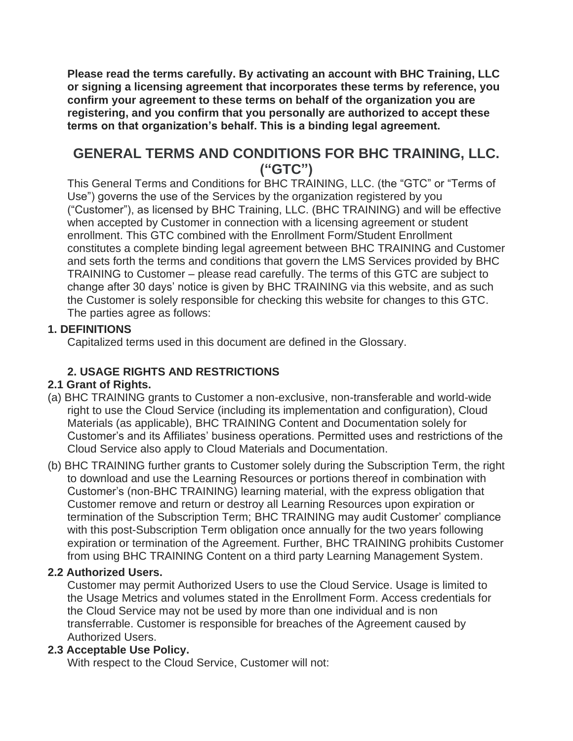**Please read the terms carefully. By activating an account with BHC Training, LLC or signing a licensing agreement that incorporates these terms by reference, you confirm your agreement to these terms on behalf of the organization you are registering, and you confirm that you personally are authorized to accept these terms on that organization's behalf. This is a binding legal agreement.**

# GENERAL TERMS AND CONDITIONS FOR BHC TRAINING, LLC. ("GTC")

This General Terms and Conditions for BHC TRAINING, LLC. (the "GTC" or "Terms of Use") governs the use of the Services by the organization registered by you ("Customer"), as licensed by BHC Training, LLC. (BHC TRAINING) and will be effective when accepted by Customer in connection with a licensing agreement or student enrollment. This GTC combined with the Enrollment Form/Student Enrollment constitutes a complete binding legal agreement between BHC TRAINING and Customer and sets forth the terms and conditions that govern the LMS Services provided by BHC TRAINING to Customer – please read carefully. The terms of this GTC are subject to change after 30 days' notice is given by BHC TRAINING via this website, and as such the Customer is solely responsible for checking this website for changes to this GTC. The parties agree as follows:

## 1. DEFINITIONS

Capitalized terms used in this document are defined in the Glossary.

## 2. USAGE RIGHTS AND RESTRICTIONS

### 2.1 Grant of Rights.

(a) BHC TRAINING grants to Customer a non-exclusive, non-transferable and world-wide right to use the Cloud Service (including its implementation and configuration), Cloud Materials (as applicable), BHC TRAINING Content and Documentation solely for Customer's and its Affiliates' business operations. Permitted uses and restrictions of the Cloud Service also apply to Cloud Materials and Documentation.

(b) BHC TRAINING further grants to Customer solely during the Subscription Term, the right to download and use the Learning Resources or portions thereof in combination with Customer's (non-BHC TRAINING) learning material, with the express obligation that Customer remove and return or destroy all Learning Resources upon expiration or termination of the Subscription Term; BHC TRAINING may audit Customer' compliance with this post-Subscription Term obligation once annually for the two years following expiration or termination of the Agreement. Further, BHC TRAINING prohibits Customer from using BHC TRAINING Content on a third party Learning Management System.

### 2.2 Authorized Users.

Customer may permit Authorized Users to use the Cloud Service. Usage is limited to the Usage Metrics and volumes stated in the Enrollment Form. Access credentials for the Cloud Service may not be used by more than one individual and is non transferrable. Customer is responsible for breaches of the Agreement caused by Authorized Users.

### 2.3 Acceptable Use Policy.

With respect to the Cloud Service, Customer will not: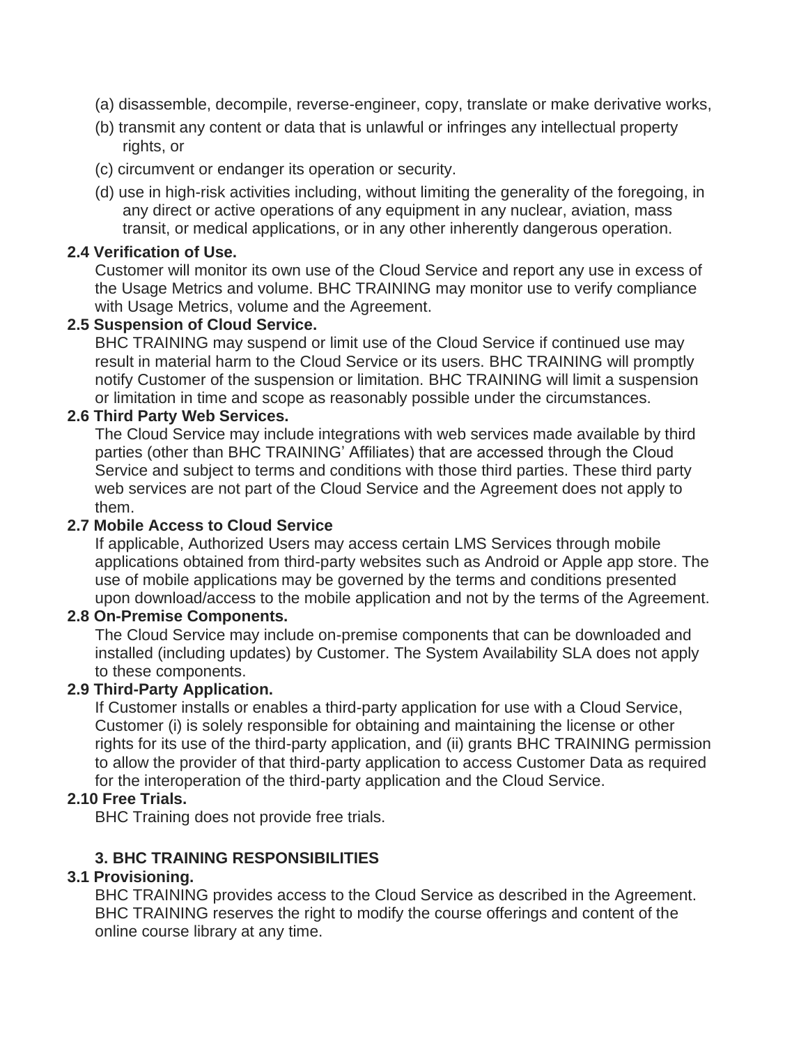(a) disassemble, decompile, reverse-engineer, copy, translate or make derivative works,

(b) transmit any content or data that is unlawful or infringes any intellectual property rights, or

(c) circumvent or endanger its operation or security.

(d) use in high-risk activities including, without limiting the generality of the foregoing, in any direct or active operations of any equipment in any nuclear, aviation, mass transit, or medical applications, or in any other inherently dangerous operation.

**2.4 Verification of Use.**

Customer will monitor its own use of the Cloud Service and report any use in excess of the Usage Metrics and volume. BHC TRAINING may monitor use to verify compliance with Usage Metrics, volume and the Agreement.

**2.5 Suspension of Cloud Service.**

BHC TRAINING may suspend or limit use of the Cloud Service if continued use may result in material harm to the Cloud Service or its users. BHC TRAINING will promptly notify Customer of the suspension or limitation. BHC TRAINING will limit a suspension or limitation in time and scope as reasonably possible under the circumstances.

**2.6 Third Party Web Services.**

The Cloud Service may include integrations with web services made available by third parties (other than BHC TRAINING' Affiliates) that are accessed through the Cloud Service and subject to terms and conditions with those third parties. These third party web services are not part of the Cloud Service and the Agreement does not apply to them.

**2.7 Mobile Access to Cloud Service**

If applicable, Authorized Users may access certain LMS Services through mobile applications obtained from third-party websites such as Android or Apple app store. The use of mobile applications may be governed by the terms and conditions presented upon download/access to the mobile application and not by the terms of the Agreement.

**2.8 On-Premise Components.**

The Cloud Service may include on-premise components that can be downloaded and installed (including updates) by Customer. The System Availability SLA does not apply to these components.

**2.9 Third-Party Application.**

If Customer installs or enables a third-party application for use with a Cloud Service, Customer (i) is solely responsible for obtaining and maintaining the license or other rights for its use of the third-party application, and (ii) grants BHC TRAINING permission to allow the provider of that third-party application to access Customer Data as required for the interoperation of the third-party application and the Cloud Service.

**2.10 Free Trials.**

BHC Training does not provide free trials.

## 3. BHC TRAINING RESPONSIBILITIES

**3.1 Provisioning.**

BHC TRAINING provides access to the Cloud Service as described in the Agreement. BHC TRAINING reserves the right to modify the course offerings and content of the online course library at any time.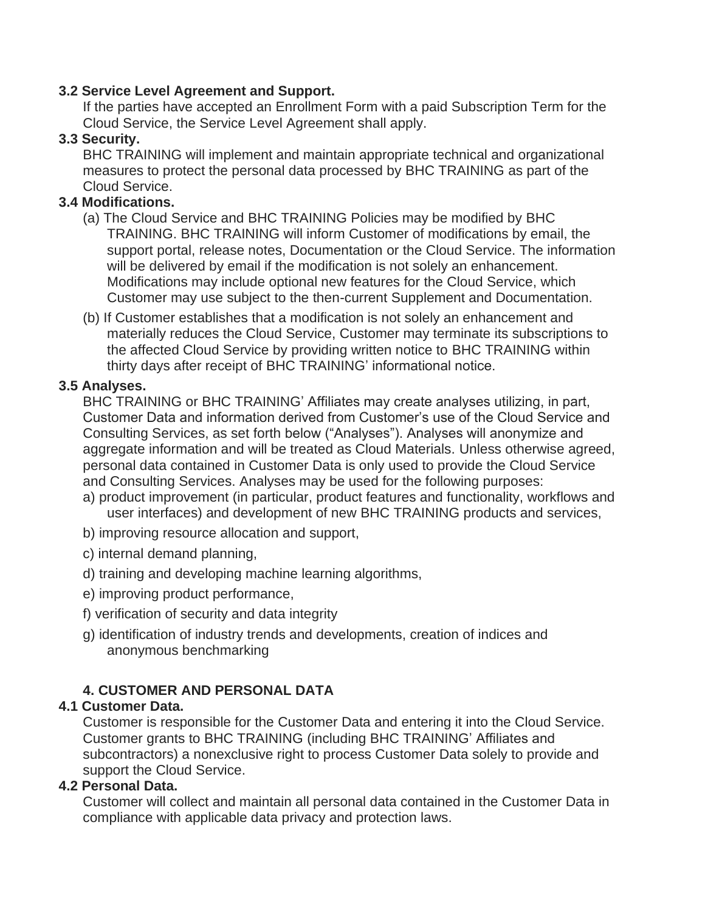**3.2 Service Level Agreement and Support.**

If the parties have accepted an Enrollment Form with a paid Subscription Term for the Cloud Service, the Service Level Agreement shall apply.

**3.3 Security.**

BHC TRAINING will implement and maintain appropriate technical and organizational measures to protect the personal data processed by BHC TRAINING as part of the Cloud Service.

**3.4 Modifications.**

(a) The Cloud Service and BHC TRAINING Policies may be modified by BHC TRAINING. BHC TRAINING will inform Customer of modifications by email, the support portal, release notes, Documentation or the Cloud Service. The information will be delivered by email if the modification is not solely an enhancement. Modifications may include optional new features for the Cloud Service, which Customer may use subject to the then-current Supplement and Documentation.

(b) If Customer establishes that a modification is not solely an enhancement and materially reduces the Cloud Service, Customer may terminate its subscriptions to the affected Cloud Service by providing written notice to BHC TRAINING within thirty days after receipt of BHC TRAINING' informational notice.

**3.5 Analyses.**

BHC TRAINING or BHC TRAINING' Affiliates may create analyses utilizing, in part, Customer Data and information derived from Customer's use of the Cloud Service and Consulting Services, as set forth below ("Analyses"). Analyses will anonymize and aggregate information and will be treated as Cloud Materials. Unless otherwise agreed, personal data contained in Customer Data is only used to provide the Cloud Service and Consulting Services. Analyses may be used for the following purposes:

a) product improvement (in particular, product features and functionality, workflows and user interfaces) and development of new BHC TRAINING products and services,

b) improving resource allocation and support,

c) internal demand planning,

d) training and developing machine learning algorithms,

e) improving product performance,

f) verification of security and data integrity

g) identification of industry trends and developments, creation of indices and anonymous benchmarking

**4. CUSTOMER AND PERSONAL DATA**

**4.1 Customer Data.**

Customer is responsible for the Customer Data and entering it into the Cloud Service. Customer grants to BHC TRAINING (including BHC TRAINING' Affiliates and subcontractors) a nonexclusive right to process Customer Data solely to provide and support the Cloud Service.

**4.2 Personal Data.**

Customer will collect and maintain all personal data contained in the Customer Data in compliance with applicable data privacy and protection laws.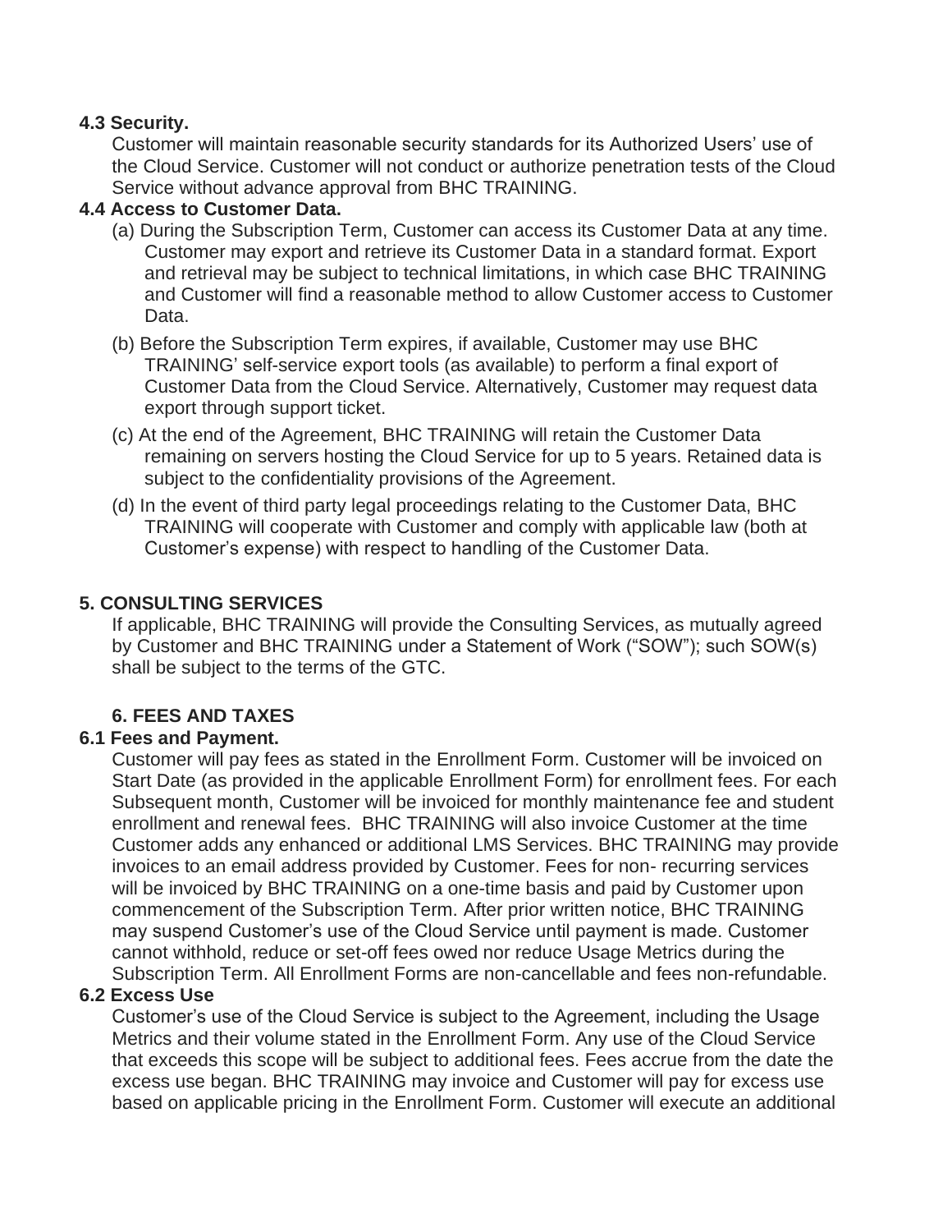**4.3 Security.**

Customer will maintain reasonable security standards for its Authorized Users' use of the Cloud Service. Customer will not conduct or authorize penetration tests of the Cloud Service without advance approval from BHC TRAINING.

**4.4 Access to Customer Data.**

(a) During the Subscription Term, Customer can access its Customer Data at any time. Customer may export and retrieve its Customer Data in a standard format. Export and retrieval may be subject to technical limitations, in which case BHC TRAINING and Customer will find a reasonable method to allow Customer access to Customer Data.

(b) Before the Subscription Term expires, if available, Customer may use BHC TRAINING' self-service export tools (as available) to perform a final export of Customer Data from the Cloud Service. Alternatively, Customer may request data export through support ticket.

(c) At the end of the Agreement, BHC TRAINING will retain the Customer Data remaining on servers hosting the Cloud Service for up to 5 years. Retained data is subject to the confidentiality provisions of the Agreement.

(d) In the event of third party legal proceedings relating to the Customer Data, BHC TRAINING will cooperate with Customer and comply with applicable law (both at Customer's expense) with respect to handling of the Customer Data.

## 5. CONSULTING SERVICES

If applicable, BHC TRAINING will provide the Consulting Services, as mutually agreed by Customer and BHC TRAINING under a Statement of Work ("SOW"); such SOW(s) shall be subject to the terms of the GTC.

## 6. FEES AND TAXES

**6.1 Fees and Payment.**

Customer will pay fees as stated in the Enrollment Form. Customer will be invoiced on Start Date (as provided in the applicable Enrollment Form) for enrollment fees. For each Subsequent month, Customer will be invoiced for monthly maintenance fee and student enrollment and renewal fees. BHC TRAINING will also invoice Customer at the time Customer adds any enhanced or additional LMS Services. BHC TRAINING may provide invoices to an email address provided by Customer. Fees for non- recurring services will be invoiced by BHC TRAINING on a one-time basis and paid by Customer upon commencement of the Subscription Term. After prior written notice, BHC TRAINING may suspend Customer's use of the Cloud Service until payment is made. Customer cannot withhold, reduce or set-off fees owed nor reduce Usage Metrics during the Subscription Term. All Enrollment Forms are non-cancellable and fees non-refundable.

**6.2 Excess Use**

Customer's use of the Cloud Service is subject to the Agreement, including the Usage Metrics and their volume stated in the Enrollment Form. Any use of the Cloud Service that exceeds this scope will be subject to additional fees. Fees accrue from the date the excess use began. BHC TRAINING may invoice and Customer will pay for excess use based on applicable pricing in the Enrollment Form. Customer will execute an additional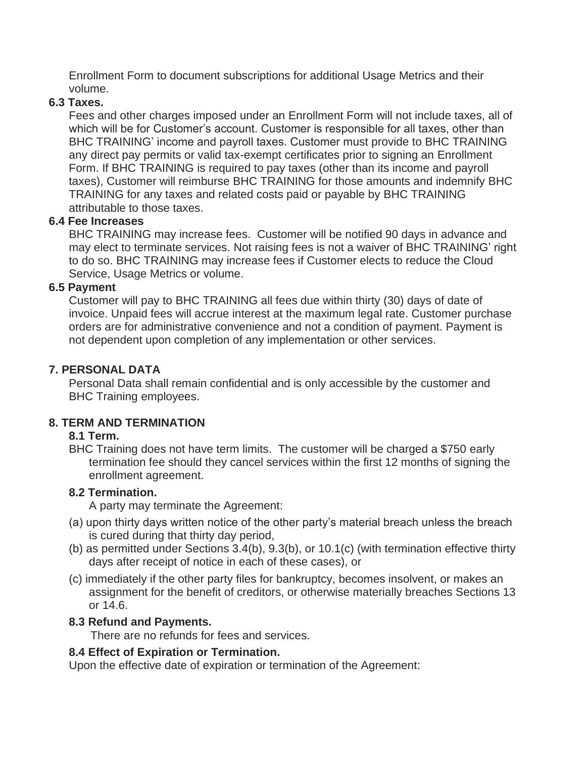Enrollment Form to document subscriptions for additional Usage Metrics and their volume.

**6.3 Taxes.**

Fees and other charges imposed under an Enrollment Form will not include taxes, all of which will be for Customer's account. Customer is responsible for all taxes, other than BHC TRAINING' income and payroll taxes. Customer must provide to BHC TRAINING any direct pay permits or valid tax-exempt certificates prior to signing an Enrollment Form. If BHC TRAINING is required to pay taxes (other than its income and payroll taxes), Customer will reimburse BHC TRAINING for those amounts and indemnify BHC TRAINING for any taxes and related costs paid or payable by BHC TRAINING attributable to those taxes.

**6.4 Fee Increases**

BHC TRAINING may increase fees. Customer will be notified 90 days in advance and may elect to terminate services. Not raising fees is not a waiver of BHC TRAINING' right to do so. BHC TRAINING may increase fees if Customer elects to reduce the Cloud Service, Usage Metrics or volume.

**6.5 Payment**

Customer will pay to BHC TRAINING all fees due within thirty (30) days of date of invoice. Unpaid fees will accrue interest at the maximum legal rate. Customer purchase orders are for administrative convenience and not a condition of payment. Payment is not dependent upon completion of any implementation or other services.

## 7. PERSONAL DATA

Personal Data shall remain confidential and is only accessible by the customer and BHC Training employees.

## 8. TERM AND TERMINATION

### 8.1 Term.

BHC Training does not have term limits. The customer will be charged a $750 early termination fee should they cancel services within the first 12 months of signing the enrollment agreement.

### 8.2 Termination.

A party may terminate the Agreement:

(a) upon thirty days written notice of the other party's material breach unless the breach is cured during that thirty day period,

(b) as permitted under Sections 3.4(b), 9.3(b), or 10.1(c) (with termination effective thirty days after receipt of notice in each of these cases), or

(c) immediately if the other party files for bankruptcy, becomes insolvent, or makes an assignment for the benefit of creditors, or otherwise materially breaches Sections 13 or 14.6.

### 8.3 Refund and Payments.

There are no refunds for fees and services.

### 8.4 Effect of Expiration or Termination.

Upon the effective date of expiration or termination of the Agreement: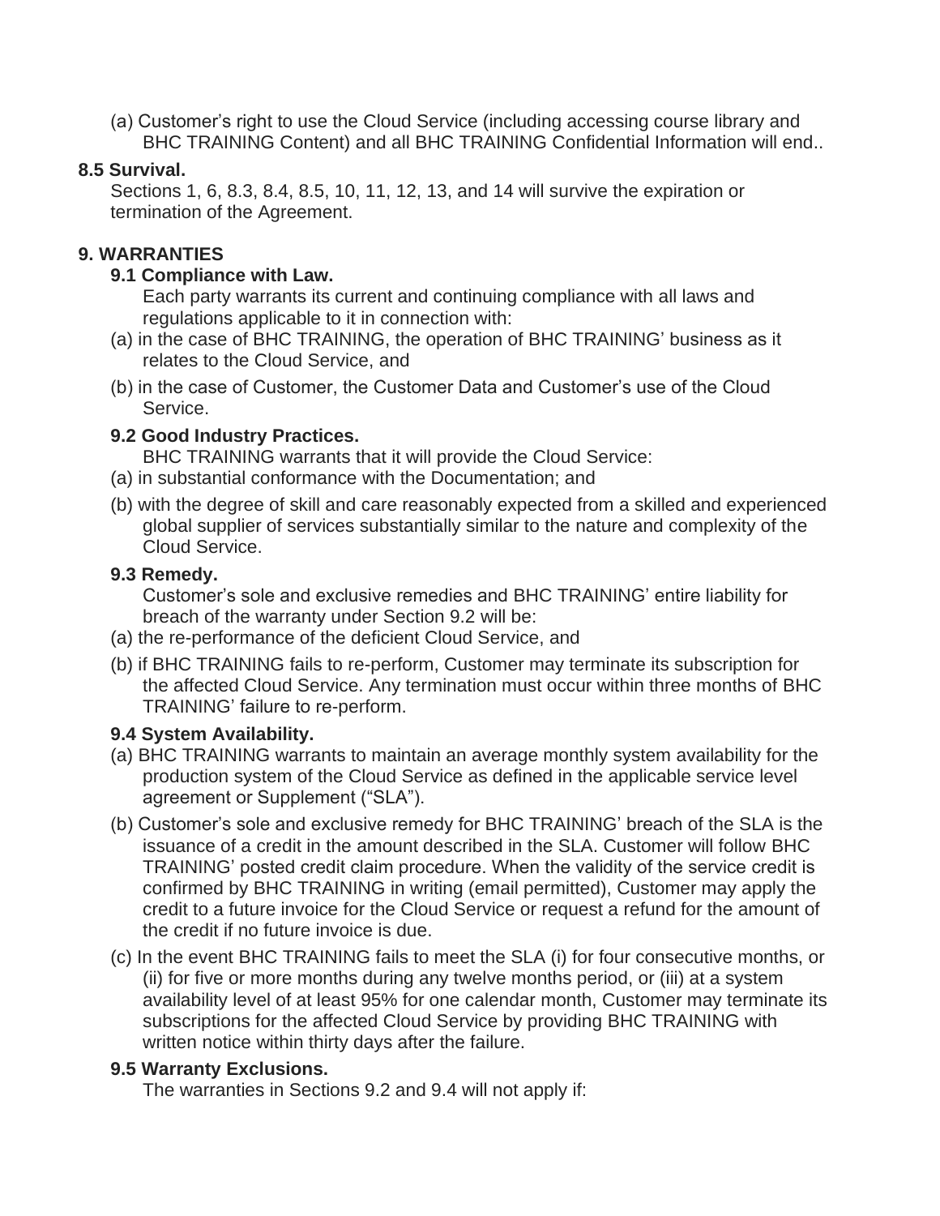(a) Customer’s right to use the Cloud Service (including accessing course library and BHC TRAINING Content) and all BHC TRAINING Confidential Information will end..

**8.5 Survival.**

Sections 1, 6, 8.3, 8.4, 8.5, 10, 11, 12, 13, and 14 will survive the expiration or termination of the Agreement.

## 9. WARRANTIES

### 9.1 Compliance with Law.

Each party warrants its current and continuing compliance with all laws and regulations applicable to it in connection with:

(a) in the case of BHC TRAINING, the operation of BHC TRAINING’ business as it relates to the Cloud Service, and

(b) in the case of Customer, the Customer Data and Customer’s use of the Cloud Service.

### 9.2 Good Industry Practices.

BHC TRAINING warrants that it will provide the Cloud Service:

(a) in substantial conformance with the Documentation; and

(b) with the degree of skill and care reasonably expected from a skilled and experienced global supplier of services substantially similar to the nature and complexity of the Cloud Service.

### 9.3 Remedy.

Customer’s sole and exclusive remedies and BHC TRAINING’ entire liability for breach of the warranty under Section 9.2 will be:

(a) the re-performance of the deficient Cloud Service, and

(b) if BHC TRAINING fails to re-perform, Customer may terminate its subscription for the affected Cloud Service. Any termination must occur within three months of BHC TRAINING’ failure to re-perform.

### 9.4 System Availability.

(a) BHC TRAINING warrants to maintain an average monthly system availability for the production system of the Cloud Service as defined in the applicable service level agreement or Supplement (“SLA”).

(b) Customer’s sole and exclusive remedy for BHC TRAINING’ breach of the SLA is the issuance of a credit in the amount described in the SLA. Customer will follow BHC TRAINING’ posted credit claim procedure. When the validity of the service credit is confirmed by BHC TRAINING in writing (email permitted), Customer may apply the credit to a future invoice for the Cloud Service or request a refund for the amount of the credit if no future invoice is due.

(c) In the event BHC TRAINING fails to meet the SLA (i) for four consecutive months, or (ii) for five or more months during any twelve months period, or (iii) at a system availability level of at least 95% for one calendar month, Customer may terminate its subscriptions for the affected Cloud Service by providing BHC TRAINING with written notice within thirty days after the failure.

### 9.5 Warranty Exclusions.

The warranties in Sections 9.2 and 9.4 will not apply if: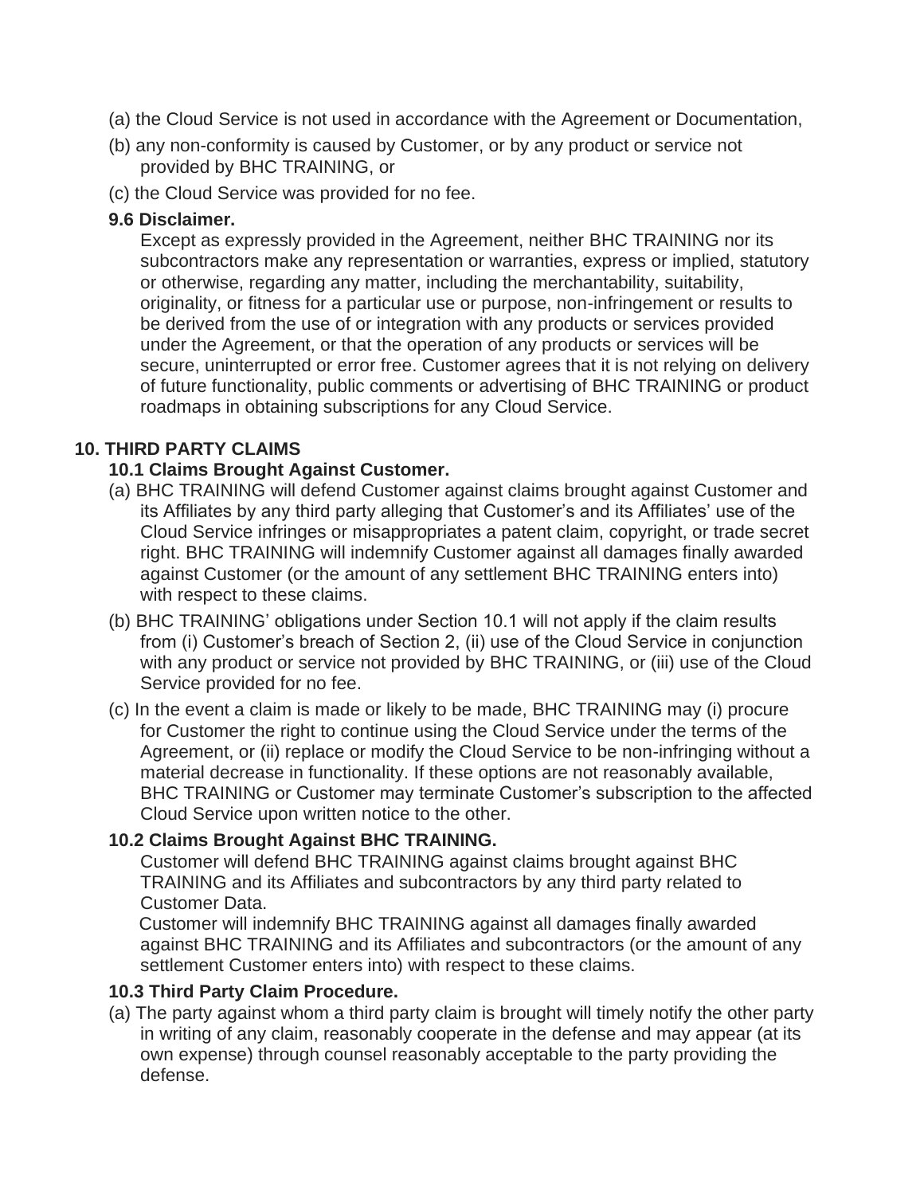(a) the Cloud Service is not used in accordance with the Agreement or Documentation,

(b) any non-conformity is caused by Customer, or by any product or service not provided by BHC TRAINING, or

(c) the Cloud Service was provided for no fee.

**9.6 Disclaimer.**

Except as expressly provided in the Agreement, neither BHC TRAINING nor its subcontractors make any representation or warranties, express or implied, statutory or otherwise, regarding any matter, including the merchantability, suitability, originality, or fitness for a particular use or purpose, non-infringement or results to be derived from the use of or integration with any products or services provided under the Agreement, or that the operation of any products or services will be secure, uninterrupted or error free. Customer agrees that it is not relying on delivery of future functionality, public comments or advertising of BHC TRAINING or product roadmaps in obtaining subscriptions for any Cloud Service.

## 10. THIRD PARTY CLAIMS

**10.1 Claims Brought Against Customer.**

(a) BHC TRAINING will defend Customer against claims brought against Customer and its Affiliates by any third party alleging that Customer's and its Affiliates' use of the Cloud Service infringes or misappropriates a patent claim, copyright, or trade secret right. BHC TRAINING will indemnify Customer against all damages finally awarded against Customer (or the amount of any settlement BHC TRAINING enters into) with respect to these claims.

(b) BHC TRAINING' obligations under Section 10.1 will not apply if the claim results from (i) Customer's breach of Section 2, (ii) use of the Cloud Service in conjunction with any product or service not provided by BHC TRAINING, or (iii) use of the Cloud Service provided for no fee.

(c) In the event a claim is made or likely to be made, BHC TRAINING may (i) procure for Customer the right to continue using the Cloud Service under the terms of the Agreement, or (ii) replace or modify the Cloud Service to be non-infringing without a material decrease in functionality. If these options are not reasonably available, BHC TRAINING or Customer may terminate Customer's subscription to the affected Cloud Service upon written notice to the other.

**10.2 Claims Brought Against BHC TRAINING.**

Customer will defend BHC TRAINING against claims brought against BHC TRAINING and its Affiliates and subcontractors by any third party related to Customer Data.

Customer will indemnify BHC TRAINING against all damages finally awarded against BHC TRAINING and its Affiliates and subcontractors (or the amount of any settlement Customer enters into) with respect to these claims.

**10.3 Third Party Claim Procedure.**

(a) The party against whom a third party claim is brought will timely notify the other party in writing of any claim, reasonably cooperate in the defense and may appear (at its own expense) through counsel reasonably acceptable to the party providing the defense.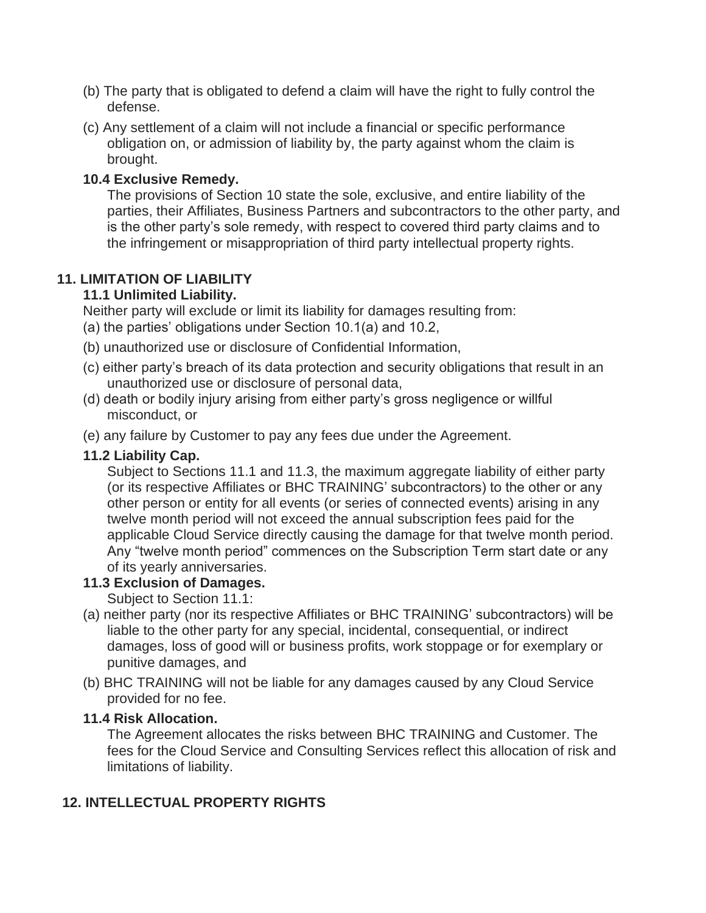(b) The party that is obligated to defend a claim will have the right to fully control the defense.

(c) Any settlement of a claim will not include a financial or specific performance obligation on, or admission of liability by, the party against whom the claim is brought.

### 10.4 Exclusive Remedy.

The provisions of Section 10 state the sole, exclusive, and entire liability of the parties, their Affiliates, Business Partners and subcontractors to the other party, and is the other party's sole remedy, with respect to covered third party claims and to the infringement or misappropriation of third party intellectual property rights.

## 11. LIMITATION OF LIABILITY

### 11.1 Unlimited Liability.

Neither party will exclude or limit its liability for damages resulting from:

(a) the parties' obligations under Section 10.1(a) and 10.2,

(b) unauthorized use or disclosure of Confidential Information,

(c) either party's breach of its data protection and security obligations that result in an unauthorized use or disclosure of personal data,

(d) death or bodily injury arising from either party's gross negligence or willful misconduct, or

(e) any failure by Customer to pay any fees due under the Agreement.

### 11.2 Liability Cap.

Subject to Sections 11.1 and 11.3, the maximum aggregate liability of either party (or its respective Affiliates or BHC TRAINING' subcontractors) to the other or any other person or entity for all events (or series of connected events) arising in any twelve month period will not exceed the annual subscription fees paid for the applicable Cloud Service directly causing the damage for that twelve month period. Any "twelve month period" commences on the Subscription Term start date or any of its yearly anniversaries.

### 11.3 Exclusion of Damages.

Subject to Section 11.1:

(a) neither party (nor its respective Affiliates or BHC TRAINING' subcontractors) will be liable to the other party for any special, incidental, consequential, or indirect damages, loss of good will or business profits, work stoppage or for exemplary or punitive damages, and

(b) BHC TRAINING will not be liable for any damages caused by any Cloud Service provided for no fee.

### 11.4 Risk Allocation.

The Agreement allocates the risks between BHC TRAINING and Customer. The fees for the Cloud Service and Consulting Services reflect this allocation of risk and limitations of liability.

## 12. INTELLECTUAL PROPERTY RIGHTS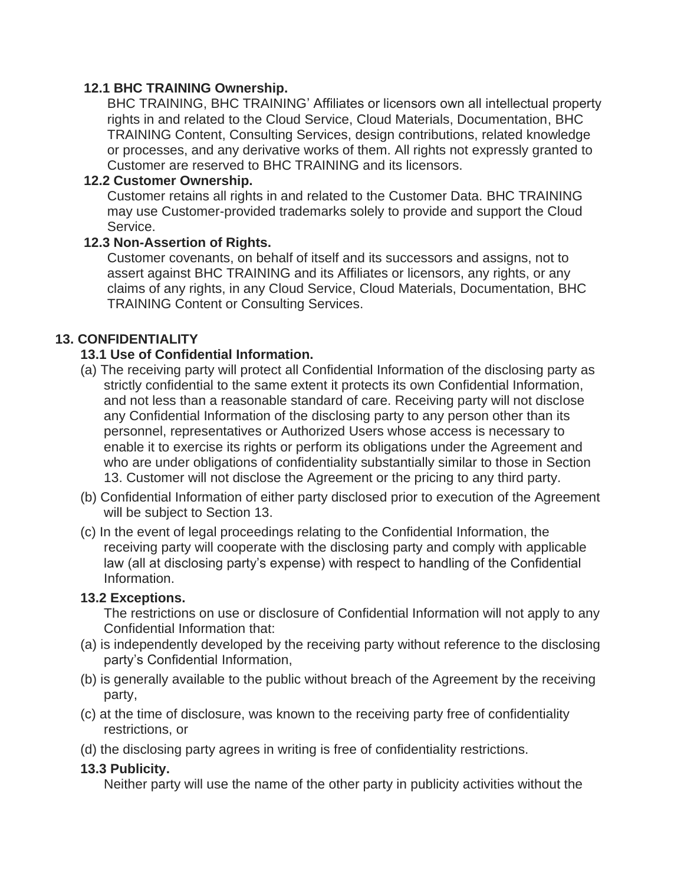**12.1 BHC TRAINING Ownership.**

BHC TRAINING, BHC TRAINING' Affiliates or licensors own all intellectual property rights in and related to the Cloud Service, Cloud Materials, Documentation, BHC TRAINING Content, Consulting Services, design contributions, related knowledge or processes, and any derivative works of them. All rights not expressly granted to Customer are reserved to BHC TRAINING and its licensors.

**12.2 Customer Ownership.**

Customer retains all rights in and related to the Customer Data. BHC TRAINING may use Customer-provided trademarks solely to provide and support the Cloud Service.

**12.3 Non-Assertion of Rights.**

Customer covenants, on behalf of itself and its successors and assigns, not to assert against BHC TRAINING and its Affiliates or licensors, any rights, or any claims of any rights, in any Cloud Service, Cloud Materials, Documentation, BHC TRAINING Content or Consulting Services.

## 13. CONFIDENTIALITY

**13.1 Use of Confidential Information.**

(a) The receiving party will protect all Confidential Information of the disclosing party as strictly confidential to the same extent it protects its own Confidential Information, and not less than a reasonable standard of care. Receiving party will not disclose any Confidential Information of the disclosing party to any person other than its personnel, representatives or Authorized Users whose access is necessary to enable it to exercise its rights or perform its obligations under the Agreement and who are under obligations of confidentiality substantially similar to those in Section 13. Customer will not disclose the Agreement or the pricing to any third party.

(b) Confidential Information of either party disclosed prior to execution of the Agreement will be subject to Section 13.

(c) In the event of legal proceedings relating to the Confidential Information, the receiving party will cooperate with the disclosing party and comply with applicable law (all at disclosing party's expense) with respect to handling of the Confidential Information.

**13.2 Exceptions.**

The restrictions on use or disclosure of Confidential Information will not apply to any Confidential Information that:

(a) is independently developed by the receiving party without reference to the disclosing party's Confidential Information,

(b) is generally available to the public without breach of the Agreement by the receiving party,

(c) at the time of disclosure, was known to the receiving party free of confidentiality restrictions, or

(d) the disclosing party agrees in writing is free of confidentiality restrictions.

**13.3 Publicity.**

Neither party will use the name of the other party in publicity activities without the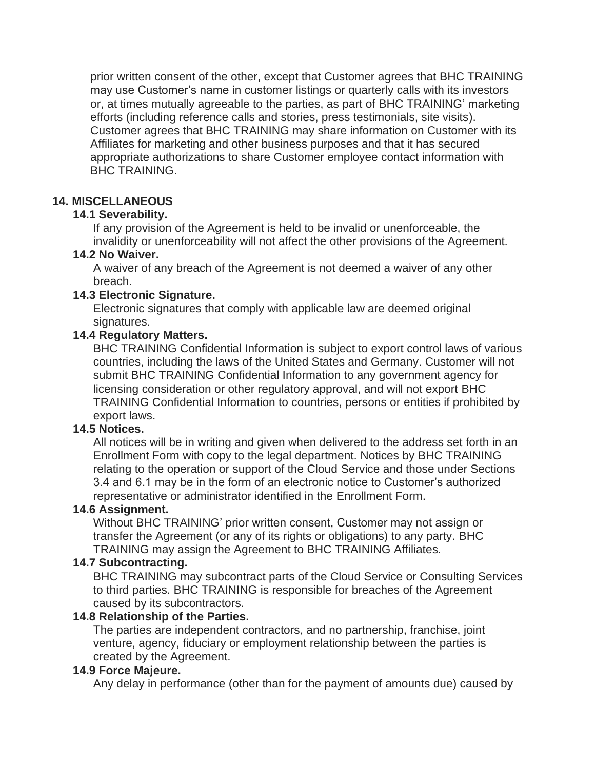prior written consent of the other, except that Customer agrees that BHC TRAINING may use Customer's name in customer listings or quarterly calls with its investors or, at times mutually agreeable to the parties, as part of BHC TRAINING' marketing efforts (including reference calls and stories, press testimonials, site visits). Customer agrees that BHC TRAINING may share information on Customer with its Affiliates for marketing and other business purposes and that it has secured appropriate authorizations to share Customer employee contact information with BHC TRAINING.

## 14. MISCELLANEOUS

### 14.1 Severability.

If any provision of the Agreement is held to be invalid or unenforceable, the invalidity or unenforceability will not affect the other provisions of the Agreement.

### 14.2 No Waiver.

A waiver of any breach of the Agreement is not deemed a waiver of any other breach.

### 14.3 Electronic Signature.

Electronic signatures that comply with applicable law are deemed original signatures.

### 14.4 Regulatory Matters.

BHC TRAINING Confidential Information is subject to export control laws of various countries, including the laws of the United States and Germany. Customer will not submit BHC TRAINING Confidential Information to any government agency for licensing consideration or other regulatory approval, and will not export BHC TRAINING Confidential Information to countries, persons or entities if prohibited by export laws.

### 14.5 Notices.

All notices will be in writing and given when delivered to the address set forth in an Enrollment Form with copy to the legal department. Notices by BHC TRAINING relating to the operation or support of the Cloud Service and those under Sections 3.4 and 6.1 may be in the form of an electronic notice to Customer's authorized representative or administrator identified in the Enrollment Form.

### 14.6 Assignment.

Without BHC TRAINING' prior written consent, Customer may not assign or transfer the Agreement (or any of its rights or obligations) to any party. BHC TRAINING may assign the Agreement to BHC TRAINING Affiliates.

### 14.7 Subcontracting.

BHC TRAINING may subcontract parts of the Cloud Service or Consulting Services to third parties. BHC TRAINING is responsible for breaches of the Agreement caused by its subcontractors.

### 14.8 Relationship of the Parties.

The parties are independent contractors, and no partnership, franchise, joint venture, agency, fiduciary or employment relationship between the parties is created by the Agreement.

### 14.9 Force Majeure.

Any delay in performance (other than for the payment of amounts due) caused by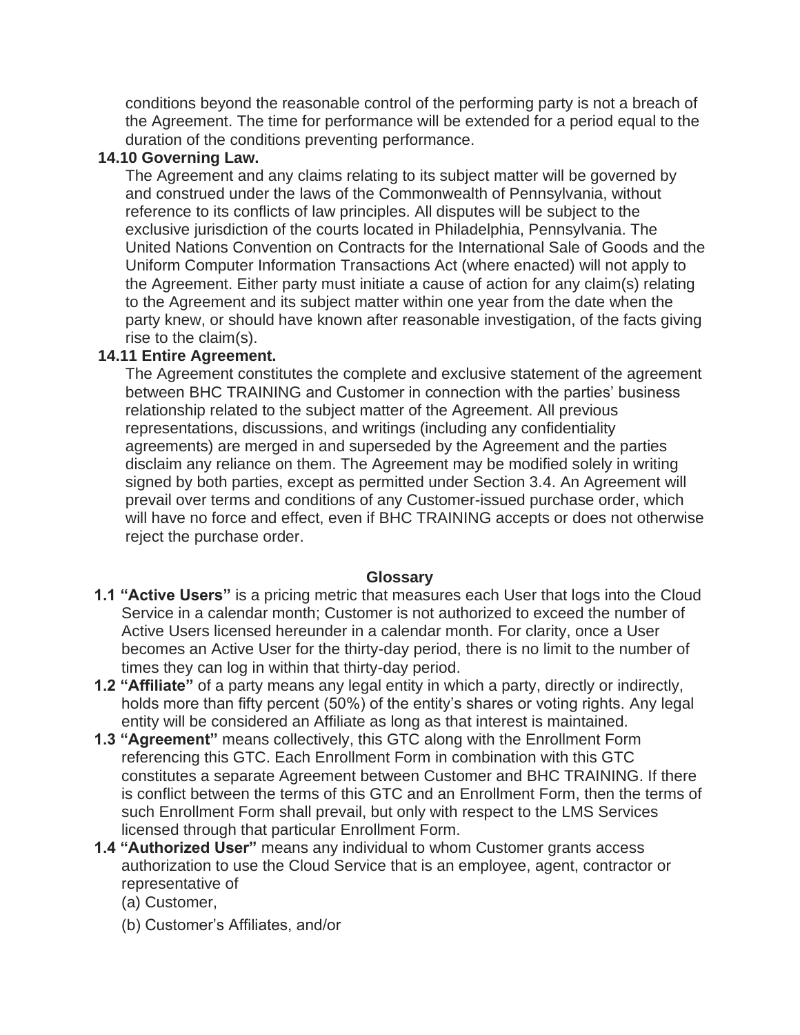conditions beyond the reasonable control of the performing party is not a breach of the Agreement. The time for performance will be extended for a period equal to the duration of the conditions preventing performance.

**14.10 Governing Law.**

The Agreement and any claims relating to its subject matter will be governed by and construed under the laws of the Commonwealth of Pennsylvania, without reference to its conflicts of law principles. All disputes will be subject to the exclusive jurisdiction of the courts located in Philadelphia, Pennsylvania. The United Nations Convention on Contracts for the International Sale of Goods and the Uniform Computer Information Transactions Act (where enacted) will not apply to the Agreement. Either party must initiate a cause of action for any claim(s) relating to the Agreement and its subject matter within one year from the date when the party knew, or should have known after reasonable investigation, of the facts giving rise to the claim(s).

**14.11 Entire Agreement.**

The Agreement constitutes the complete and exclusive statement of the agreement between BHC TRAINING and Customer in connection with the parties' business relationship related to the subject matter of the Agreement. All previous representations, discussions, and writings (including any confidentiality agreements) are merged in and superseded by the Agreement and the parties disclaim any reliance on them. The Agreement may be modified solely in writing signed by both parties, except as permitted under Section 3.4. An Agreement will prevail over terms and conditions of any Customer-issued purchase order, which will have no force and effect, even if BHC TRAINING accepts or does not otherwise reject the purchase order.

## Glossary

**1.1 "Active Users"** is a pricing metric that measures each User that logs into the Cloud Service in a calendar month; Customer is not authorized to exceed the number of Active Users licensed hereunder in a calendar month. For clarity, once a User becomes an Active User for the thirty-day period, there is no limit to the number of times they can log in within that thirty-day period.

**1.2 "Affiliate"** of a party means any legal entity in which a party, directly or indirectly, holds more than fifty percent (50%) of the entity's shares or voting rights. Any legal entity will be considered an Affiliate as long as that interest is maintained.

**1.3 "Agreement"** means collectively, this GTC along with the Enrollment Form referencing this GTC. Each Enrollment Form in combination with this GTC constitutes a separate Agreement between Customer and BHC TRAINING. If there is conflict between the terms of this GTC and an Enrollment Form, then the terms of such Enrollment Form shall prevail, but only with respect to the LMS Services licensed through that particular Enrollment Form.

**1.4 "Authorized User"** means any individual to whom Customer grants access authorization to use the Cloud Service that is an employee, agent, contractor or representative of

(a) Customer,

(b) Customer's Affiliates, and/or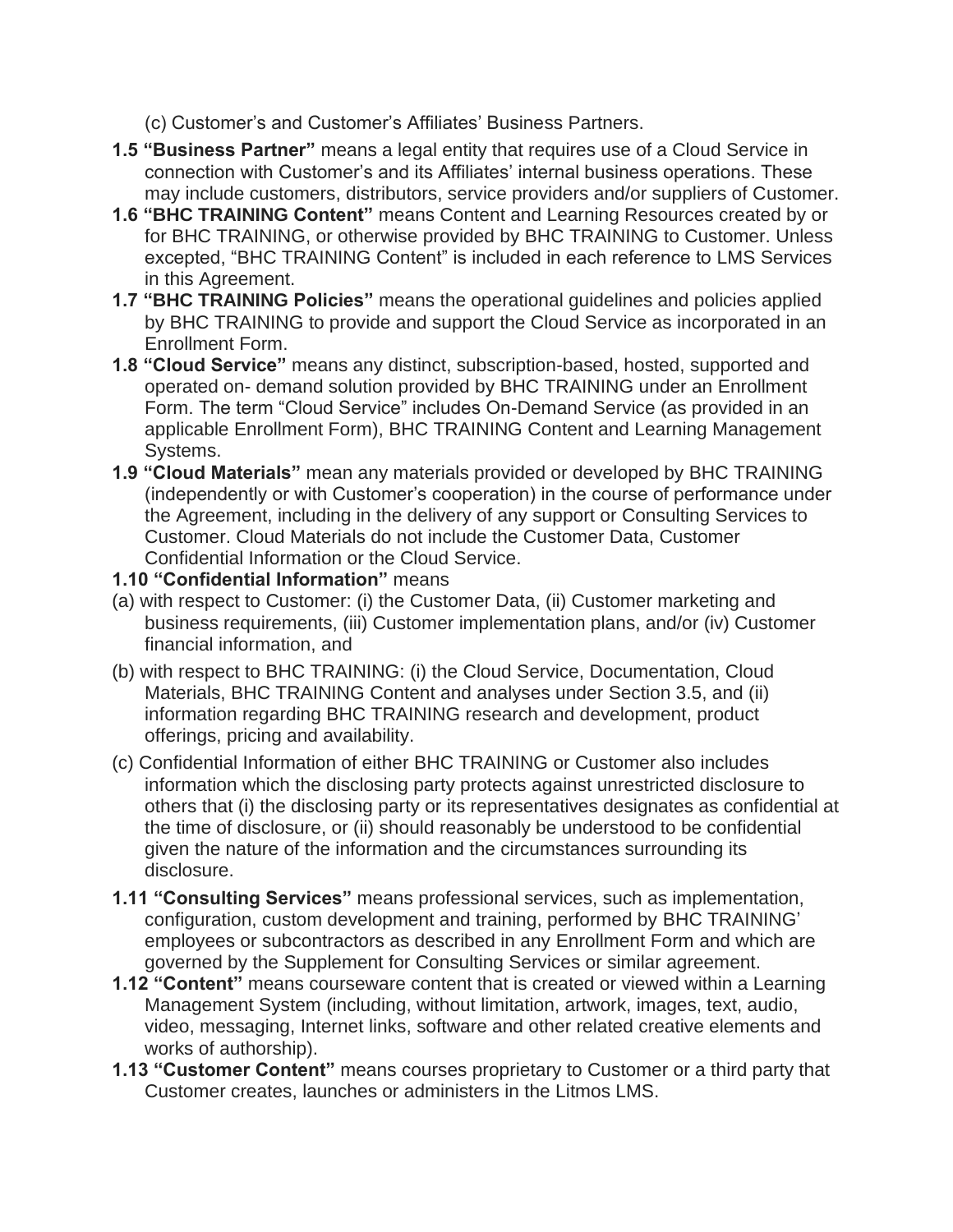(c) Customer’s and Customer’s Affiliates’ Business Partners.

**1.5 “Business Partner”** means a legal entity that requires use of a Cloud Service in connection with Customer’s and its Affiliates’ internal business operations. These may include customers, distributors, service providers and/or suppliers of Customer.

**1.6 “BHC TRAINING Content”** means Content and Learning Resources created by or for BHC TRAINING, or otherwise provided by BHC TRAINING to Customer. Unless excepted, “BHC TRAINING Content” is included in each reference to LMS Services in this Agreement.

**1.7 “BHC TRAINING Policies”** means the operational guidelines and policies applied by BHC TRAINING to provide and support the Cloud Service as incorporated in an Enrollment Form.

**1.8 “Cloud Service”** means any distinct, subscription-based, hosted, supported and operated on- demand solution provided by BHC TRAINING under an Enrollment Form. The term “Cloud Service” includes On-Demand Service (as provided in an applicable Enrollment Form), BHC TRAINING Content and Learning Management Systems.

**1.9 “Cloud Materials”** mean any materials provided or developed by BHC TRAINING (independently or with Customer’s cooperation) in the course of performance under the Agreement, including in the delivery of any support or Consulting Services to Customer. Cloud Materials do not include the Customer Data, Customer Confidential Information or the Cloud Service.

**1.10 “Confidential Information”** means

(a) with respect to Customer: (i) the Customer Data, (ii) Customer marketing and business requirements, (iii) Customer implementation plans, and/or (iv) Customer financial information, and

(b) with respect to BHC TRAINING: (i) the Cloud Service, Documentation, Cloud Materials, BHC TRAINING Content and analyses under Section 3.5, and (ii) information regarding BHC TRAINING research and development, product offerings, pricing and availability.

(c) Confidential Information of either BHC TRAINING or Customer also includes information which the disclosing party protects against unrestricted disclosure to others that (i) the disclosing party or its representatives designates as confidential at the time of disclosure, or (ii) should reasonably be understood to be confidential given the nature of the information and the circumstances surrounding its disclosure.

**1.11 “Consulting Services”** means professional services, such as implementation, configuration, custom development and training, performed by BHC TRAINING’ employees or subcontractors as described in any Enrollment Form and which are governed by the Supplement for Consulting Services or similar agreement.

**1.12 “Content”** means courseware content that is created or viewed within a Learning Management System (including, without limitation, artwork, images, text, audio, video, messaging, Internet links, software and other related creative elements and works of authorship).

**1.13 “Customer Content”** means courses proprietary to Customer or a third party that Customer creates, launches or administers in the Litmos LMS.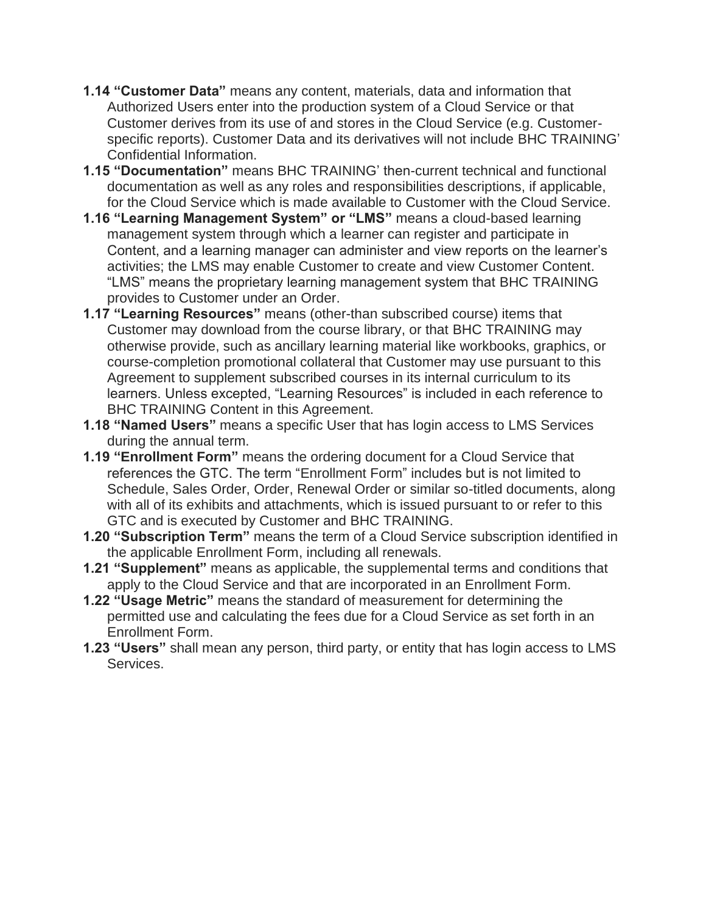**1.14 “Customer Data”** means any content, materials, data and information that Authorized Users enter into the production system of a Cloud Service or that Customer derives from its use of and stores in the Cloud Service (e.g. Customer-specific reports). Customer Data and its derivatives will not include BHC TRAINING’ Confidential Information.

**1.15 “Documentation”** means BHC TRAINING’ then-current technical and functional documentation as well as any roles and responsibilities descriptions, if applicable, for the Cloud Service which is made available to Customer with the Cloud Service.

**1.16 “Learning Management System” or “LMS”** means a cloud-based learning management system through which a learner can register and participate in Content, and a learning manager can administer and view reports on the learner’s activities; the LMS may enable Customer to create and view Customer Content. “LMS” means the proprietary learning management system that BHC TRAINING provides to Customer under an Order.

**1.17 “Learning Resources”** means (other-than subscribed course) items that Customer may download from the course library, or that BHC TRAINING may otherwise provide, such as ancillary learning material like workbooks, graphics, or course-completion promotional collateral that Customer may use pursuant to this Agreement to supplement subscribed courses in its internal curriculum to its learners. Unless excepted, “Learning Resources” is included in each reference to BHC TRAINING Content in this Agreement.

**1.18 “Named Users”** means a specific User that has login access to LMS Services during the annual term.

**1.19 “Enrollment Form”** means the ordering document for a Cloud Service that references the GTC. The term “Enrollment Form” includes but is not limited to Schedule, Sales Order, Order, Renewal Order or similar so-titled documents, along with all of its exhibits and attachments, which is issued pursuant to or refer to this GTC and is executed by Customer and BHC TRAINING.

**1.20 “Subscription Term”** means the term of a Cloud Service subscription identified in the applicable Enrollment Form, including all renewals.

**1.21 “Supplement”** means as applicable, the supplemental terms and conditions that apply to the Cloud Service and that are incorporated in an Enrollment Form.

**1.22 “Usage Metric”** means the standard of measurement for determining the permitted use and calculating the fees due for a Cloud Service as set forth in an Enrollment Form.

**1.23 “Users”** shall mean any person, third party, or entity that has login access to LMS Services.